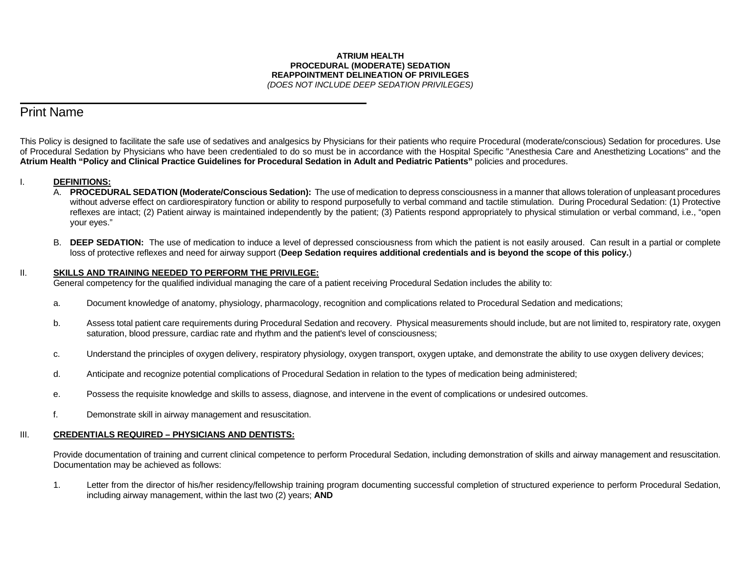**ATRIUM HEALTH**
**PROCEDURAL (MODERATE) SEDATION**
**REAPPOINTMENT DELINEATION OF PRIVILEGES**
*(DOES NOT INCLUDE DEEP SEDATION PRIVILEGES)*

______________________________________________

Print Name

This Policy is designed to facilitate the safe use of sedatives and analgesics by Physicians for their patients who require Procedural (moderate/conscious) Sedation for procedures. Use of Procedural Sedation by Physicians who have been credentialed to do so must be in accordance with the Hospital Specific "Anesthesia Care and Anesthetizing Locations" and the **Atrium Health "Policy and Clinical Practice Guidelines for Procedural Sedation in Adult and Pediatric Patients"** policies and procedures.

## I. DEFINITIONS:

A. **PROCEDURAL SEDATION (Moderate/Conscious Sedation):** The use of medication to depress consciousness in a manner that allows toleration of unpleasant procedures without adverse effect on cardiorespiratory function or ability to respond purposefully to verbal command and tactile stimulation. During Procedural Sedation: (1) Protective reflexes are intact; (2) Patient airway is maintained independently by the patient; (3) Patients respond appropriately to physical stimulation or verbal command, i.e., "open your eyes."

B. **DEEP SEDATION:** The use of medication to induce a level of depressed consciousness from which the patient is not easily aroused. Can result in a partial or complete loss of protective reflexes and need for airway support (**Deep Sedation requires additional credentials and is beyond the scope of this policy.**)

## II. SKILLS AND TRAINING NEEDED TO PERFORM THE PRIVILEGE:

General competency for the qualified individual managing the care of a patient receiving Procedural Sedation includes the ability to:

a. Document knowledge of anatomy, physiology, pharmacology, recognition and complications related to Procedural Sedation and medications;

b. Assess total patient care requirements during Procedural Sedation and recovery. Physical measurements should include, but are not limited to, respiratory rate, oxygen saturation, blood pressure, cardiac rate and rhythm and the patient's level of consciousness;

c. Understand the principles of oxygen delivery, respiratory physiology, oxygen transport, oxygen uptake, and demonstrate the ability to use oxygen delivery devices;

d. Anticipate and recognize potential complications of Procedural Sedation in relation to the types of medication being administered;

e. Possess the requisite knowledge and skills to assess, diagnose, and intervene in the event of complications or undesired outcomes.

f. Demonstrate skill in airway management and resuscitation.

## III. CREDENTIALS REQUIRED – PHYSICIANS AND DENTISTS:

Provide documentation of training and current clinical competence to perform Procedural Sedation, including demonstration of skills and airway management and resuscitation. Documentation may be achieved as follows:

1. Letter from the director of his/her residency/fellowship training program documenting successful completion of structured experience to perform Procedural Sedation, including airway management, within the last two (2) years; **AND**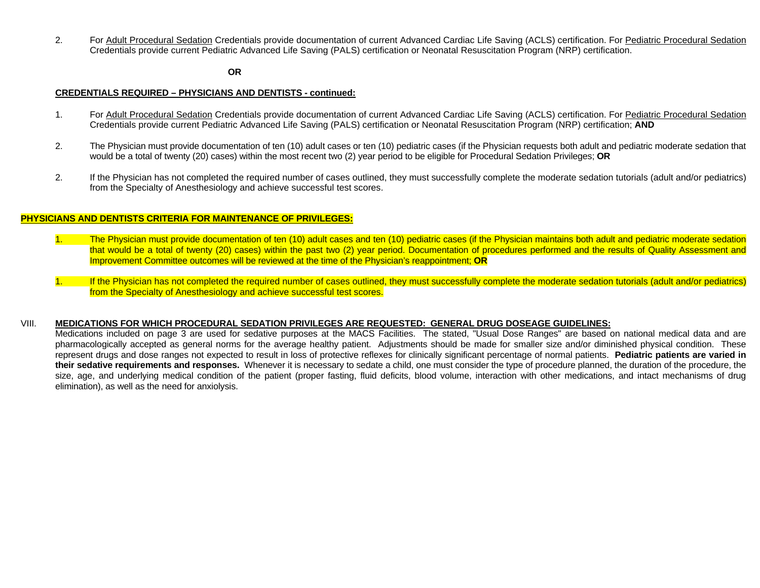2. For <u>Adult Procedural Sedation</u> Credentials provide documentation of current Advanced Cardiac Life Saving (ACLS) certification. For <u>Pediatric Procedural Sedation</u> Credentials provide current Pediatric Advanced Life Saving (PALS) certification or Neonatal Resuscitation Program (NRP) certification.

**OR**

**<u>CREDENTIALS REQUIRED – PHYSICIANS AND DENTISTS - continued:</u>**

1. For <u>Adult Procedural Sedation</u> Credentials provide documentation of current Advanced Cardiac Life Saving (ACLS) certification. For <u>Pediatric Procedural Sedation</u> Credentials provide current Pediatric Advanced Life Saving (PALS) certification or Neonatal Resuscitation Program (NRP) certification; **AND**

2. The Physician must provide documentation of ten (10) adult cases or ten (10) pediatric cases (if the Physician requests both adult and pediatric moderate sedation that would be a total of twenty (20) cases) within the most recent two (2) year period to be eligible for Procedural Sedation Privileges; **OR**

2. If the Physician has not completed the required number of cases outlined, they must successfully complete the moderate sedation tutorials (adult and/or pediatrics) from the Specialty of Anesthesiology and achieve successful test scores.

**<u>PHYSICIANS AND DENTISTS CRITERIA FOR MAINTENANCE OF PRIVILEGES:</u>**

1. The Physician must provide documentation of ten (10) adult cases and ten (10) pediatric cases (if the Physician maintains both adult and pediatric moderate sedation that would be a total of twenty (20) cases) within the past two (2) year period. Documentation of procedures performed and the results of Quality Assessment and Improvement Committee outcomes will be reviewed at the time of the Physician's reappointment; **OR**

1. If the Physician has not completed the required number of cases outlined, they must successfully complete the moderate sedation tutorials (adult and/or pediatrics) from the Specialty of Anesthesiology and achieve successful test scores.

VIII. **<u>MEDICATIONS FOR WHICH PROCEDURAL SEDATION PRIVILEGES ARE REQUESTED: GENERAL DRUG DOSEAGE GUIDELINES:</u>**

Medications included on page 3 are used for sedative purposes at the MACS Facilities. The stated, "Usual Dose Ranges" are based on national medical data and are pharmacologically accepted as general norms for the average healthy patient. Adjustments should be made for smaller size and/or diminished physical condition. These represent drugs and dose ranges not expected to result in loss of protective reflexes for clinically significant percentage of normal patients. **Pediatric patients are varied in their sedative requirements and responses.** Whenever it is necessary to sedate a child, one must consider the type of procedure planned, the duration of the procedure, the size, age, and underlying medical condition of the patient (proper fasting, fluid deficits, blood volume, interaction with other medications, and intact mechanisms of drug elimination), as well as the need for anxiolysis.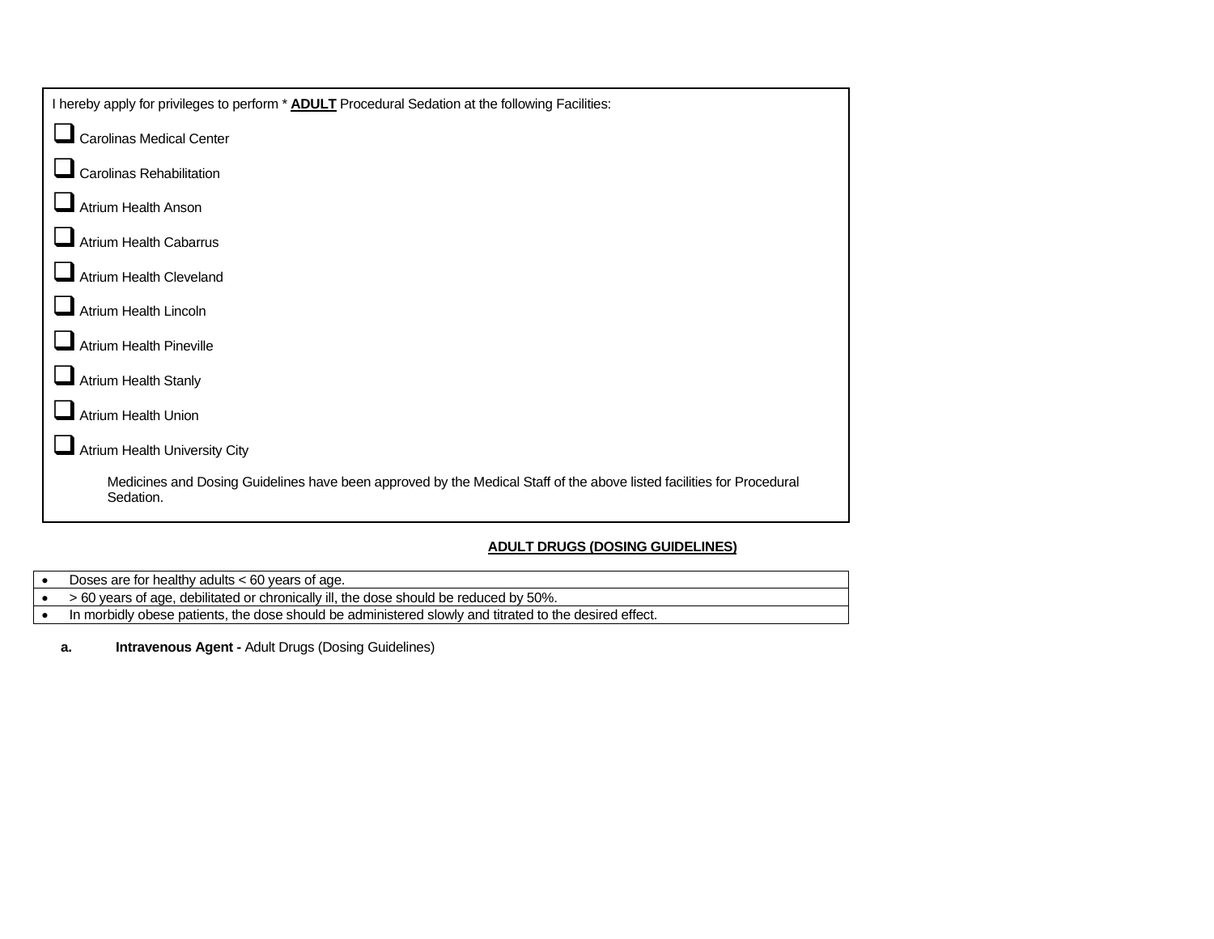I hereby apply for privileges to perform * **ADULT** Procedural Sedation at the following Facilities:

- ☐ Carolinas Medical Center
- ☐ Carolinas Rehabilitation
- ☐ Atrium Health Anson
- ☐ Atrium Health Cabarrus
- ☐ Atrium Health Cleveland
- ☐ Atrium Health Lincoln
- ☐ Atrium Health Pineville
- ☐ Atrium Health Stanly
- ☐ Atrium Health Union
- ☐ Atrium Health University City

Medicines and Dosing Guidelines have been approved by the Medical Staff of the above listed facilities for Procedural Sedation.

**ADULT DRUGS (DOSING GUIDELINES)**

- Doses are for healthy adults < 60 years of age.
- > 60 years of age, debilitated or chronically ill, the dose should be reduced by 50%.
- In morbidly obese patients, the dose should be administered slowly and titrated to the desired effect.

**a. Intravenous Agent -** Adult Drugs (Dosing Guidelines)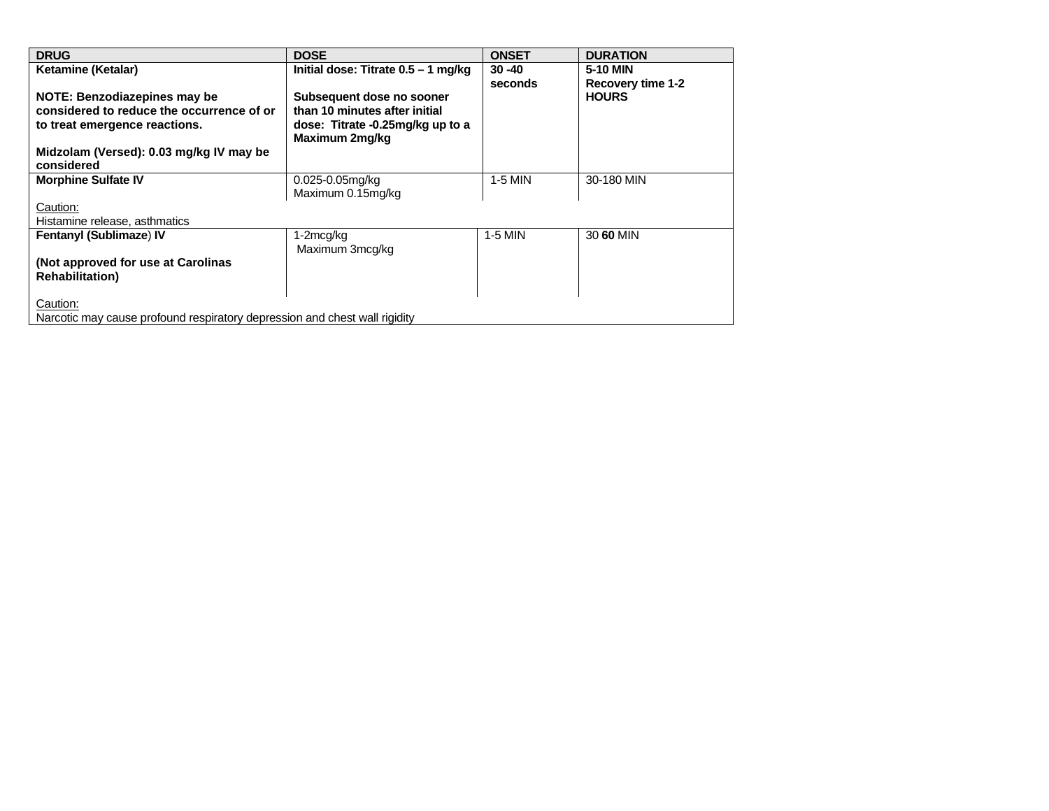| DRUG | DOSE | ONSET | DURATION |
|---|---|---|---|
| **Ketamine (Ketalar)**<br><br>**NOTE: Benzodiazepines may be considered to reduce the occurrence of or to treat emergence reactions.**<br><br>**Midzolam (Versed): 0.03 mg/kg IV may be considered** | **Initial dose: Titrate 0.5 – 1 mg/kg**<br><br>**Subsequent dose no sooner than 10 minutes after initial dose: Titrate -0.25mg/kg up to a Maximum 2mg/kg** | **30 -40 seconds** | **5-10 MIN**<br>**Recovery time 1-2 HOURS** |
| **Morphine Sulfate IV**<br><br>Caution:<br>Histamine release, asthmatics | 0.025-0.05mg/kg<br>Maximum 0.15mg/kg | 1-5 MIN | 30-180 MIN |
| **Fentanyl (Sublimaze) IV**<br><br>**(Not approved for use at Carolinas Rehabilitation)**<br><br>Caution:<br>Narcotic may cause profound respiratory depression and chest wall rigidity | 1-2mcg/kg<br>Maximum 3mcg/kg | 1-5 MIN | 30 **60** MIN |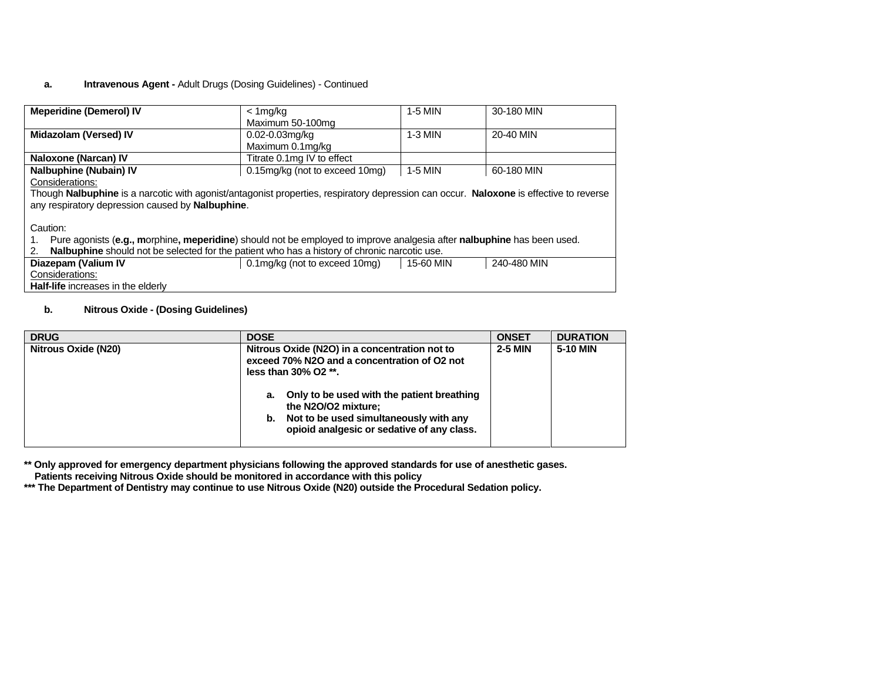**a. Intravenous Agent -** Adult Drugs (Dosing Guidelines) - Continued

| | | | |
|---|---|---|---|
| **Meperidine (Demerol) IV** | < 1mg/kg<br>Maximum 50-100mg | 1-5 MIN | 30-180 MIN |
| **Midazolam (Versed) IV** | 0.02-0.03mg/kg<br>Maximum 0.1mg/kg | 1-3 MIN | 20-40 MIN |
| **Naloxone (Narcan) IV** | Titrate 0.1mg IV to effect | | |
| **Nalbuphine (Nubain) IV** | 0.15mg/kg (not to exceed 10mg) | 1-5 MIN | 60-180 MIN |
| Considerations:<br>Though **Nalbuphine** is a narcotic with agonist/antagonist properties, respiratory depression can occur. **Naloxone** is effective to reverse any respiratory depression caused by **Nalbuphine**.<br><br>Caution:<br>1. Pure agonists (**e.g., m**orphine**, meperidine**) should not be employed to improve analgesia after **nalbuphine** has been used.<br>2. **Nalbuphine** should not be selected for the patient who has a history of chronic narcotic use. | | | |
| **Diazepam (Valium IV** | 0.1mg/kg (not to exceed 10mg) | 15-60 MIN | 240-480 MIN |
| Considerations:<br>**Half-life** increases in the elderly | | | |

**b. Nitrous Oxide - (Dosing Guidelines)**

| DRUG | DOSE | ONSET | DURATION |
|---|---|---|---|
| **Nitrous Oxide (N20)** | **Nitrous Oxide (N2O) in a concentration not to exceed 70% N2O and a concentration of O2 not less than 30% O2 \*\*.**<br><br>**a. Only to be used with the patient breathing the N2O/O2 mixture;**<br>**b. Not to be used simultaneously with any opioid analgesic or sedative of any class.** | **2-5 MIN** | **5-10 MIN** |

**\*\* Only approved for emergency department physicians following the approved standards for use of anesthetic gases. Patients receiving Nitrous Oxide should be monitored in accordance with this policy**

**\*\*\* The Department of Dentistry may continue to use Nitrous Oxide (N20) outside the Procedural Sedation policy.**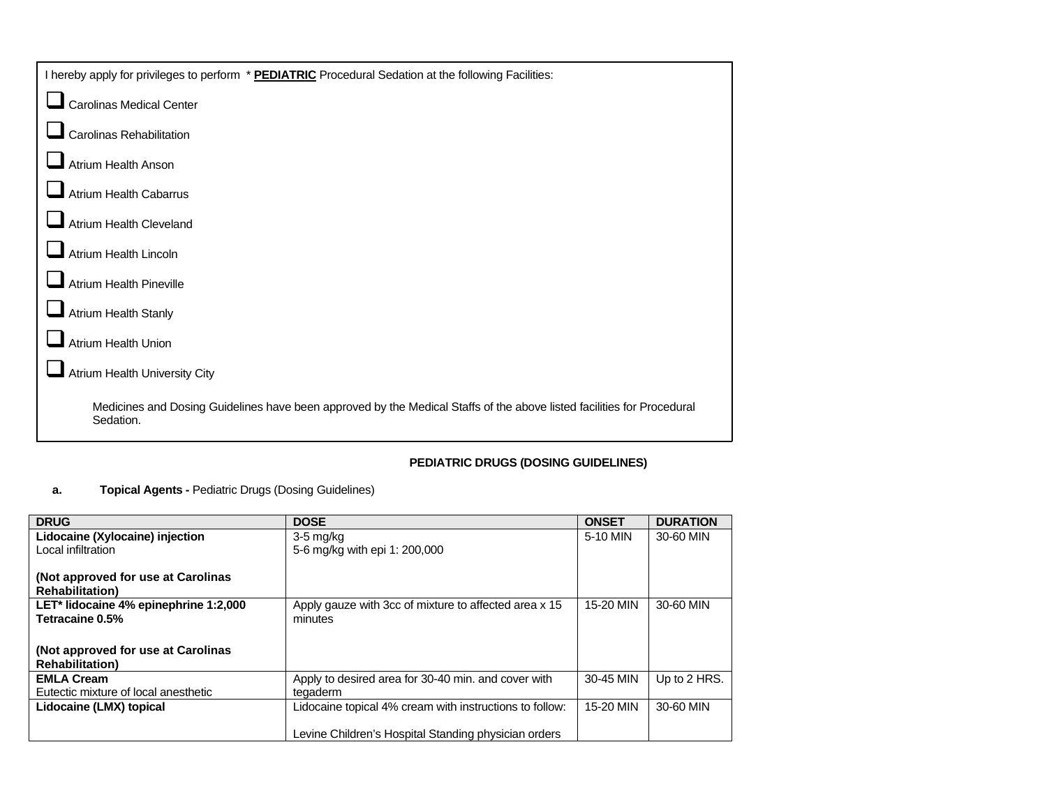I hereby apply for privileges to perform * **PEDIATRIC** Procedural Sedation at the following Facilities:

- ☐ Carolinas Medical Center
- ☐ Carolinas Rehabilitation
- ☐ Atrium Health Anson
- ☐ Atrium Health Cabarrus
- ☐ Atrium Health Cleveland
- ☐ Atrium Health Lincoln
- ☐ Atrium Health Pineville
- ☐ Atrium Health Stanly
- ☐ Atrium Health Union
- ☐ Atrium Health University City

Medicines and Dosing Guidelines have been approved by the Medical Staffs of the above listed facilities for Procedural Sedation.

**PEDIATRIC DRUGS (DOSING GUIDELINES)**

**a. Topical Agents -** Pediatric Drugs (Dosing Guidelines)

| DRUG | DOSE | ONSET | DURATION |
|---|---|---|---|
| **Lidocaine (Xylocaine) injection**<br>Local infiltration<br><br>**(Not approved for use at Carolinas Rehabilitation)** | 3-5 mg/kg<br>5-6 mg/kg with epi 1: 200,000 | 5-10 MIN | 30-60 MIN |
| **LET* lidocaine 4% epinephrine 1:2,000 Tetracaine 0.5%**<br><br>**(Not approved for use at Carolinas Rehabilitation)** | Apply gauze with 3cc of mixture to affected area x 15 minutes | 15-20 MIN | 30-60 MIN |
| **EMLA Cream**<br>Eutectic mixture of local anesthetic | Apply to desired area for 30-40 min. and cover with tegaderm | 30-45 MIN | Up to 2 HRS. |
| **Lidocaine (LMX) topical** | Lidocaine topical 4% cream with instructions to follow:<br><br>Levine Children's Hospital Standing physician orders | 15-20 MIN | 30-60 MIN |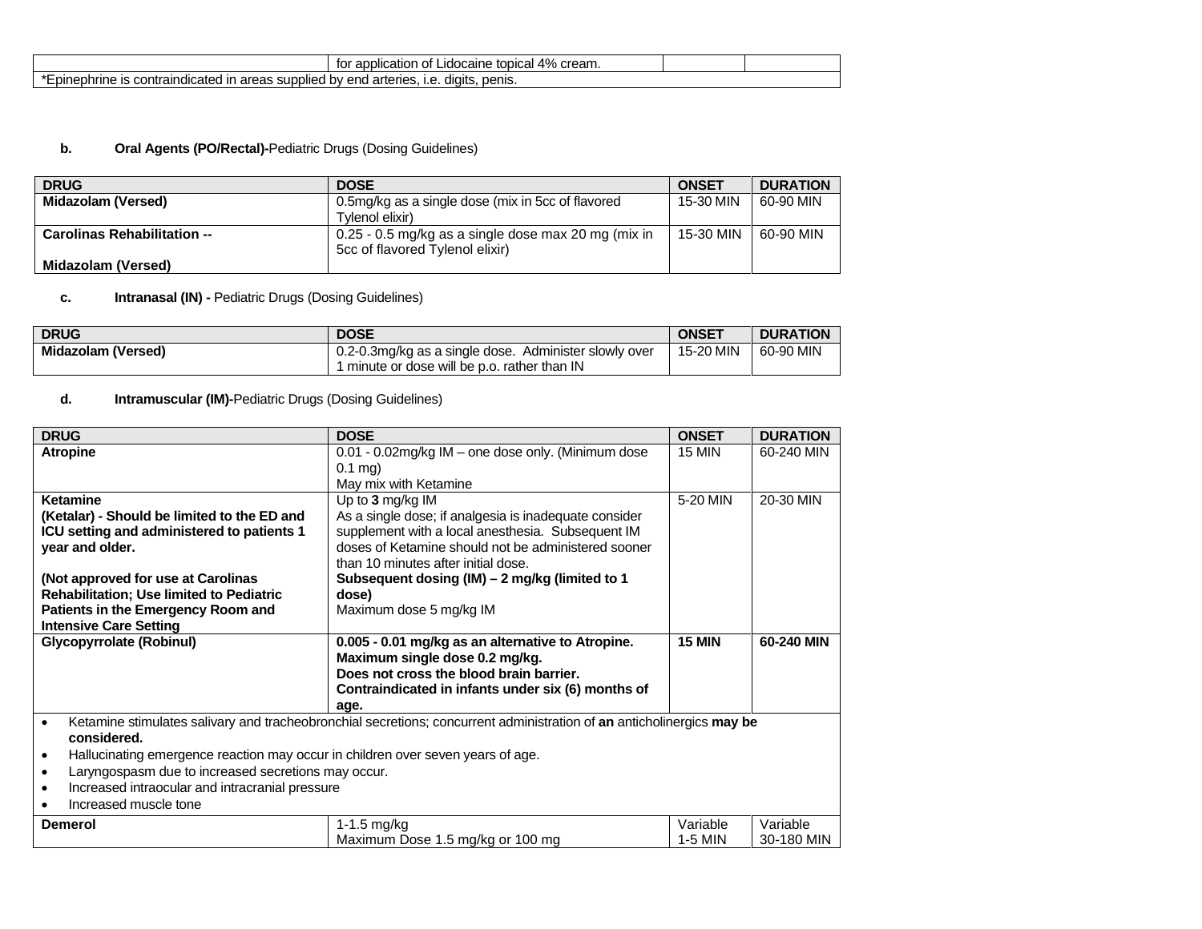| | for application of Lidocaine topical 4% cream. | | |
|---|---|---|---|
| *Epinephrine is contraindicated in areas supplied by end arteries, i.e. digits, penis. | | | |

**b. Oral Agents (PO/Rectal)-**Pediatric Drugs (Dosing Guidelines)

| DRUG | DOSE | ONSET | DURATION |
|---|---|---|---|
| **Midazolam (Versed)** | 0.5mg/kg as a single dose (mix in 5cc of flavored Tylenol elixir) | 15-30 MIN | 60-90 MIN |
| **Carolinas Rehabilitation -- Midazolam (Versed)** | 0.25 - 0.5 mg/kg as a single dose max 20 mg (mix in 5cc of flavored Tylenol elixir) | 15-30 MIN | 60-90 MIN |

**c. Intranasal (IN) -** Pediatric Drugs (Dosing Guidelines)

| DRUG | DOSE | ONSET | DURATION |
|---|---|---|---|
| **Midazolam (Versed)** | 0.2-0.3mg/kg as a single dose. Administer slowly over 1 minute or dose will be p.o. rather than IN | 15-20 MIN | 60-90 MIN |

**d. Intramuscular (IM)-**Pediatric Drugs (Dosing Guidelines)

| DRUG | DOSE | ONSET | DURATION |
|---|---|---|---|
| **Atropine** | 0.01 - 0.02mg/kg IM – one dose only. (Minimum dose 0.1 mg)<br>May mix with Ketamine | 15 MIN | 60-240 MIN |
| **Ketamine (Ketalar) - Should be limited to the ED and ICU setting and administered to patients 1 year and older.**<br><br>**(Not approved for use at Carolinas Rehabilitation; Use limited to Pediatric Patients in the Emergency Room and Intensive Care Setting** | Up to **3** mg/kg IM<br>As a single dose; if analgesia is inadequate consider supplement with a local anesthesia. Subsequent IM doses of Ketamine should not be administered sooner than 10 minutes after initial dose.<br>**Subsequent dosing (IM) – 2 mg/kg (limited to 1 dose)**<br>Maximum dose 5 mg/kg IM | 5-20 MIN | 20-30 MIN |
| **Glycopyrrolate (Robinul)** | **0.005 - 0.01 mg/kg as an alternative to Atropine. Maximum single dose 0.2 mg/kg. Does not cross the blood brain barrier. Contraindicated in infants under six (6) months of age.** | **15 MIN** | **60-240 MIN** |
| • Ketamine stimulates salivary and tracheobronchial secretions; concurrent administration of **an** anticholinergics **may be considered.**<br>• Hallucinating emergence reaction may occur in children over seven years of age.<br>• Laryngospasm due to increased secretions may occur.<br>• Increased intraocular and intracranial pressure<br>• Increased muscle tone | | | |
| **Demerol** | 1-1.5 mg/kg<br>Maximum Dose 1.5 mg/kg or 100 mg | Variable<br>1-5 MIN | Variable<br>30-180 MIN |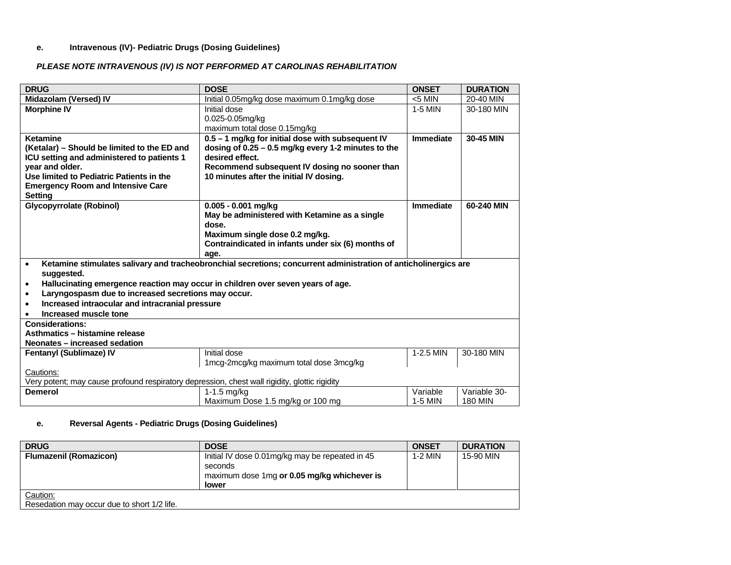**e. Intravenous (IV)- Pediatric Drugs (Dosing Guidelines)**

***PLEASE NOTE INTRAVENOUS (IV) IS NOT PERFORMED AT CAROLINAS REHABILITATION***

| DRUG | DOSE | ONSET | DURATION |
|---|---|---|---|
| **Midazolam (Versed) IV** | Initial 0.05mg/kg dose maximum 0.1mg/kg dose | <5 MIN | 20-40 MIN |
| **Morphine IV** | Initial dose<br>0.025-0.05mg/kg<br>maximum total dose 0.15mg/kg | 1-5 MIN | 30-180 MIN |
| **Ketamine<br>(Ketalar) – Should be limited to the ED and ICU setting and administered to patients 1 year and older.<br>Use limited to Pediatric Patients in the Emergency Room and Intensive Care Setting** | **0.5 – 1 mg/kg for initial dose with subsequent IV dosing of 0.25 – 0.5 mg/kg every 1-2 minutes to the desired effect.<br>Recommend subsequent IV dosing no sooner than 10 minutes after the initial IV dosing.** | **Immediate** | **30-45 MIN** |
| **Glycopyrrolate (Robinol)** | **0.005 - 0.001 mg/kg<br>May be administered with Ketamine as a single dose.<br>Maximum single dose 0.2 mg/kg.<br>Contraindicated in infants under six (6) months of age.** | **Immediate** | **60-240 MIN** |
| • **Ketamine stimulates salivary and tracheobronchial secretions; concurrent administration of anticholinergics are suggested.**<br>• **Hallucinating emergence reaction may occur in children over seven years of age.**<br>• **Laryngospasm due to increased secretions may occur.**<br>• **Increased intraocular and intracranial pressure**<br>• **Increased muscle tone** | | | |
| **Considerations:<br>Asthmatics – histamine release<br>Neonates – increased sedation** | | | |
| **Fentanyl (Sublimaze) IV** | Initial dose<br>1mcg-2mcg/kg maximum total dose 3mcg/kg | 1-2.5 MIN | 30-180 MIN |
| <u>Cautions:</u><br>Very potent; may cause profound respiratory depression, chest wall rigidity, glottic rigidity | | | |
| **Demerol** | 1-1.5 mg/kg<br>Maximum Dose 1.5 mg/kg or 100 mg | Variable<br>1-5 MIN | Variable 30-180 MIN |

**e. Reversal Agents - Pediatric Drugs (Dosing Guidelines)**

| DRUG | DOSE | ONSET | DURATION |
|---|---|---|---|
| **Flumazenil (Romazicon)** | Initial IV dose 0.01mg/kg may be repeated in 45 seconds<br>maximum dose 1mg **or 0.05 mg/kg whichever is lower** | 1-2 MIN | 15-90 MIN |
| <u>Caution:</u><br>Resedation may occur due to short 1/2 life. | | | |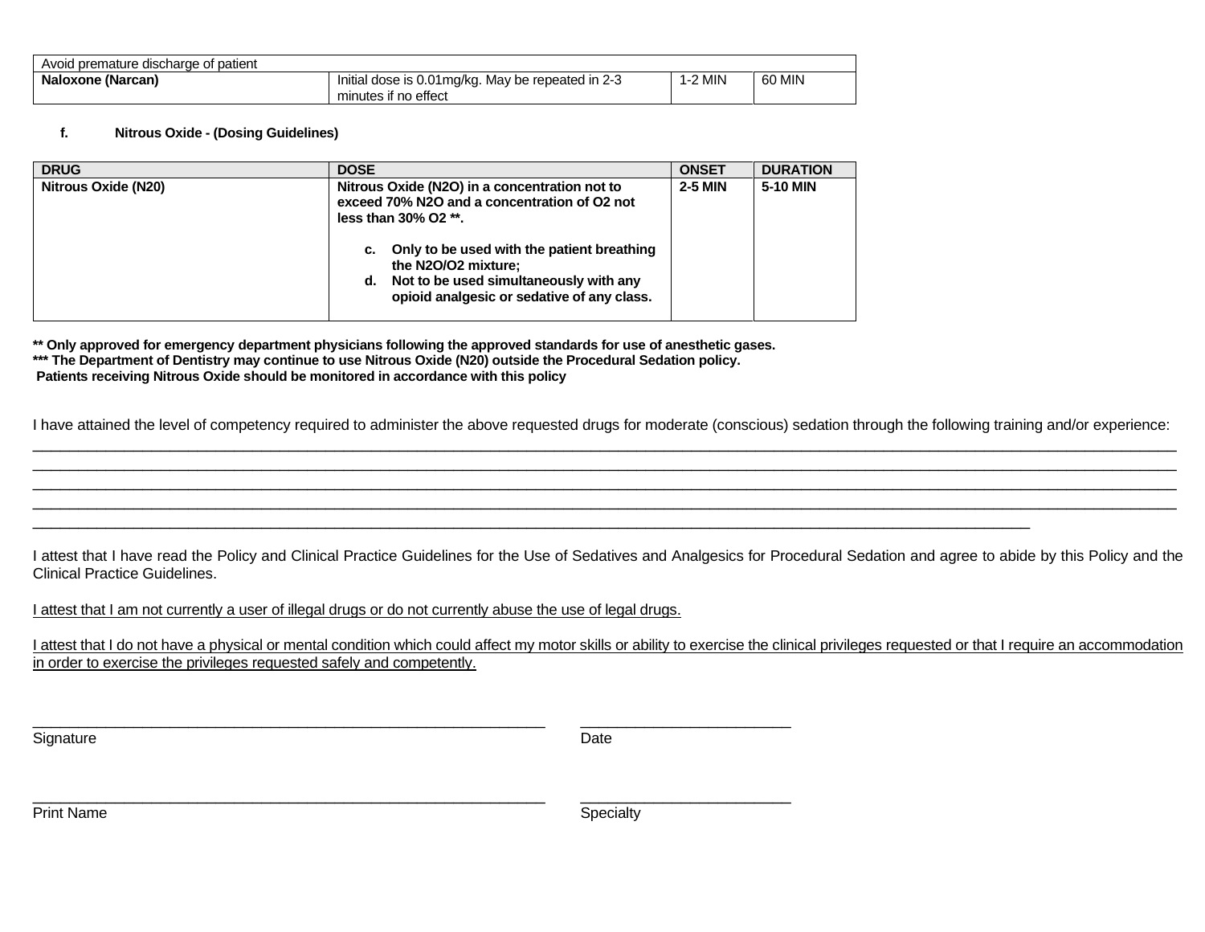| | | | |
|---|---|---|---|
| Avoid premature discharge of patient | | | |
| **Naloxone (Narcan)** | Initial dose is 0.01mg/kg. May be repeated in 2-3 minutes if no effect | 1-2 MIN | 60 MIN |

**f. Nitrous Oxide - (Dosing Guidelines)**

| DRUG | DOSE | ONSET | DURATION |
|---|---|---|---|
| **Nitrous Oxide (N20)** | **Nitrous Oxide ($N_2O$) in a concentration not to exceed 70% $N_2O$ and a concentration of $O_2$ not less than 30% $O_2$ \*\*.** <br><br> **c. Only to be used with the patient breathing the $N_2O/O_2$ mixture;** <br> **d. Not to be used simultaneously with any opioid analgesic or sedative of any class.** | **2-5 MIN** | **5-10 MIN** |

**\*\* Only approved for emergency department physicians following the approved standards for use of anesthetic gases.**
**\*\*\* The Department of Dentistry may continue to use Nitrous Oxide (N20) outside the Procedural Sedation policy.**
**Patients receiving Nitrous Oxide should be monitored in accordance with this policy**

I have attained the level of competency required to administer the above requested drugs for moderate (conscious) sedation through the following training and/or experience:
______________________________________________________________________________________________________
______________________________________________________________________________________________________
______________________________________________________________________________________________________
______________________________________________________________________________________________________
_____________________________________________________________________________________

I attest that I have read the Policy and Clinical Practice Guidelines for the Use of Sedatives and Analgesics for Procedural Sedation and agree to abide by this Policy and the Clinical Practice Guidelines.

<u>I attest that I am not currently a user of illegal drugs or do not currently abuse the use of legal drugs.</u>

<u>I attest that I do not have a physical or mental condition which could affect my motor skills or ability to exercise the clinical privileges requested or that I require an accommodation in order to exercise the privileges requested safely and competently.</u>

____________________________________________ ____________________
Signature Date

____________________________________________ ____________________
Print Name Specialty